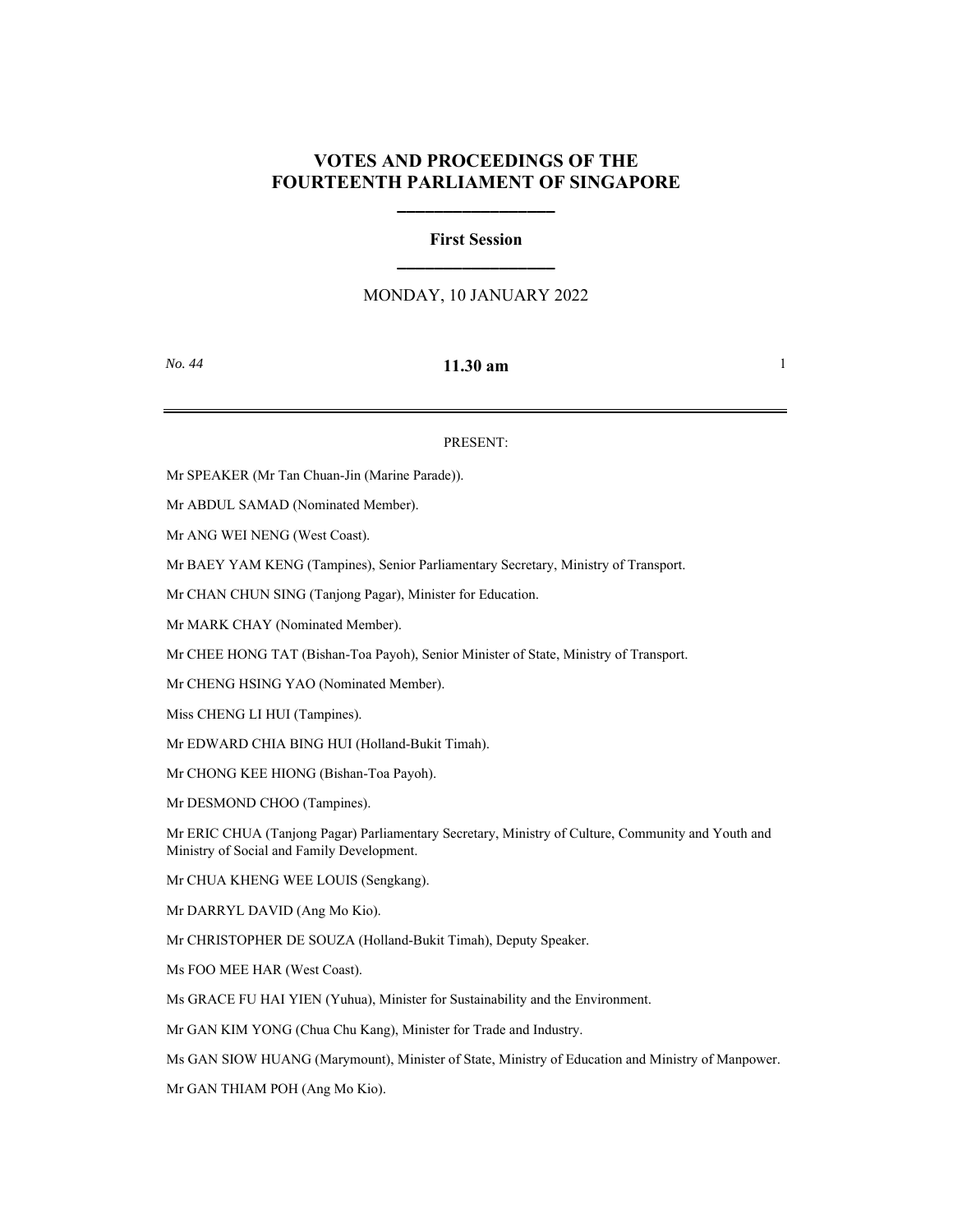# VOTES AND PROCEEDINGS OF THE FOURTEENTH PARLIAMENT OF SINGAPORE

## First Session

MONDAY, 10 JANUARY 2022

*No. 44* **11.30 am**

---

PRESENT:

Mr SPEAKER (Mr Tan Chuan-Jin (Marine Parade)).

Mr ABDUL SAMAD (Nominated Member).

Mr ANG WEI NENG (West Coast).

Mr BAEY YAM KENG (Tampines), Senior Parliamentary Secretary, Ministry of Transport.

Mr CHAN CHUN SING (Tanjong Pagar), Minister for Education.

Mr MARK CHAY (Nominated Member).

Mr CHEE HONG TAT (Bishan-Toa Payoh), Senior Minister of State, Ministry of Transport.

Mr CHENG HSING YAO (Nominated Member).

Miss CHENG LI HUI (Tampines).

Mr EDWARD CHIA BING HUI (Holland-Bukit Timah).

Mr CHONG KEE HIONG (Bishan-Toa Payoh).

Mr DESMOND CHOO (Tampines).

Mr ERIC CHUA (Tanjong Pagar) Parliamentary Secretary, Ministry of Culture, Community and Youth and Ministry of Social and Family Development.

Mr CHUA KHENG WEE LOUIS (Sengkang).

Mr DARRYL DAVID (Ang Mo Kio).

Mr CHRISTOPHER DE SOUZA (Holland-Bukit Timah), Deputy Speaker.

Ms FOO MEE HAR (West Coast).

Ms GRACE FU HAI YIEN (Yuhua), Minister for Sustainability and the Environment.

Mr GAN KIM YONG (Chua Chu Kang), Minister for Trade and Industry.

Ms GAN SIOW HUANG (Marymount), Minister of State, Ministry of Education and Ministry of Manpower.

Mr GAN THIAM POH (Ang Mo Kio).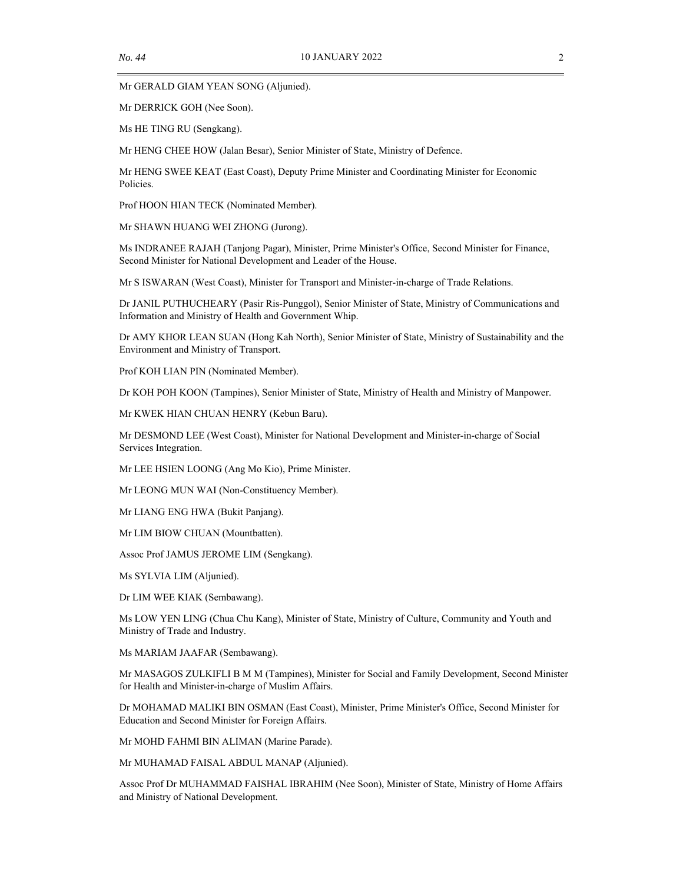Mr GERALD GIAM YEAN SONG (Aljunied).

Mr DERRICK GOH (Nee Soon).

Ms HE TING RU (Sengkang).

Mr HENG CHEE HOW (Jalan Besar), Senior Minister of State, Ministry of Defence.

Mr HENG SWEE KEAT (East Coast), Deputy Prime Minister and Coordinating Minister for Economic Policies.

Prof HOON HIAN TECK (Nominated Member).

Mr SHAWN HUANG WEI ZHONG (Jurong).

Ms INDRANEE RAJAH (Tanjong Pagar), Minister, Prime Minister's Office, Second Minister for Finance, Second Minister for National Development and Leader of the House.

Mr S ISWARAN (West Coast), Minister for Transport and Minister-in-charge of Trade Relations.

Dr JANIL PUTHUCHEARY (Pasir Ris-Punggol), Senior Minister of State, Ministry of Communications and Information and Ministry of Health and Government Whip.

Dr AMY KHOR LEAN SUAN (Hong Kah North), Senior Minister of State, Ministry of Sustainability and the Environment and Ministry of Transport.

Prof KOH LIAN PIN (Nominated Member).

Dr KOH POH KOON (Tampines), Senior Minister of State, Ministry of Health and Ministry of Manpower.

Mr KWEK HIAN CHUAN HENRY (Kebun Baru).

Mr DESMOND LEE (West Coast), Minister for National Development and Minister-in-charge of Social Services Integration.

Mr LEE HSIEN LOONG (Ang Mo Kio), Prime Minister.

Mr LEONG MUN WAI (Non-Constituency Member).

Mr LIANG ENG HWA (Bukit Panjang).

Mr LIM BIOW CHUAN (Mountbatten).

Assoc Prof JAMUS JEROME LIM (Sengkang).

Ms SYLVIA LIM (Aljunied).

Dr LIM WEE KIAK (Sembawang).

Ms LOW YEN LING (Chua Chu Kang), Minister of State, Ministry of Culture, Community and Youth and Ministry of Trade and Industry.

Ms MARIAM JAAFAR (Sembawang).

Mr MASAGOS ZULKIFLI B M M (Tampines), Minister for Social and Family Development, Second Minister for Health and Minister-in-charge of Muslim Affairs.

Dr MOHAMAD MALIKI BIN OSMAN (East Coast), Minister, Prime Minister's Office, Second Minister for Education and Second Minister for Foreign Affairs.

Mr MOHD FAHMI BIN ALIMAN (Marine Parade).

Mr MUHAMAD FAISAL ABDUL MANAP (Aljunied).

Assoc Prof Dr MUHAMMAD FAISHAL IBRAHIM (Nee Soon), Minister of State, Ministry of Home Affairs and Ministry of National Development.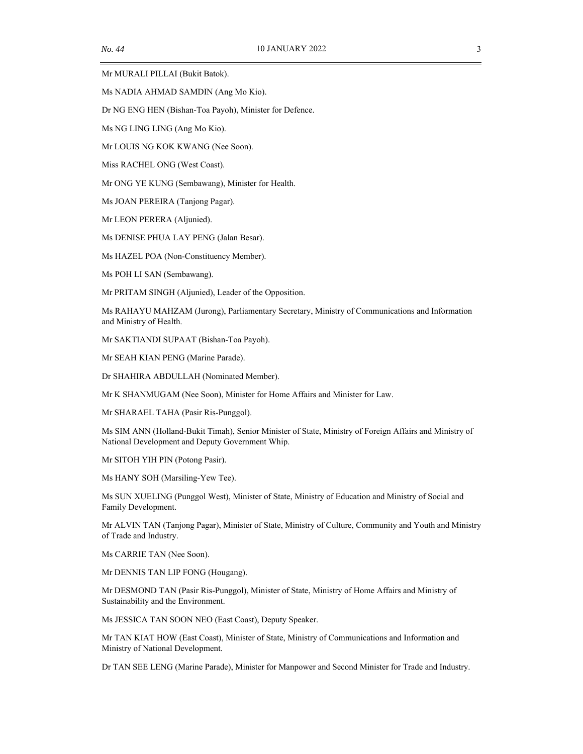Mr MURALI PILLAI (Bukit Batok).

Ms NADIA AHMAD SAMDIN (Ang Mo Kio).

Dr NG ENG HEN (Bishan-Toa Payoh), Minister for Defence.

Ms NG LING LING (Ang Mo Kio).

Mr LOUIS NG KOK KWANG (Nee Soon).

Miss RACHEL ONG (West Coast).

Mr ONG YE KUNG (Sembawang), Minister for Health.

Ms JOAN PEREIRA (Tanjong Pagar).

Mr LEON PERERA (Aljunied).

Ms DENISE PHUA LAY PENG (Jalan Besar).

Ms HAZEL POA (Non-Constituency Member).

Ms POH LI SAN (Sembawang).

Mr PRITAM SINGH (Aljunied), Leader of the Opposition.

Ms RAHAYU MAHZAM (Jurong), Parliamentary Secretary, Ministry of Communications and Information and Ministry of Health.

Mr SAKTIANDI SUPAAT (Bishan-Toa Payoh).

Mr SEAH KIAN PENG (Marine Parade).

Dr SHAHIRA ABDULLAH (Nominated Member).

Mr K SHANMUGAM (Nee Soon), Minister for Home Affairs and Minister for Law.

Mr SHARAEL TAHA (Pasir Ris-Punggol).

Ms SIM ANN (Holland-Bukit Timah), Senior Minister of State, Ministry of Foreign Affairs and Ministry of National Development and Deputy Government Whip.

Mr SITOH YIH PIN (Potong Pasir).

Ms HANY SOH (Marsiling-Yew Tee).

Ms SUN XUELING (Punggol West), Minister of State, Ministry of Education and Ministry of Social and Family Development.

Mr ALVIN TAN (Tanjong Pagar), Minister of State, Ministry of Culture, Community and Youth and Ministry of Trade and Industry.

Ms CARRIE TAN (Nee Soon).

Mr DENNIS TAN LIP FONG (Hougang).

Mr DESMOND TAN (Pasir Ris-Punggol), Minister of State, Ministry of Home Affairs and Ministry of Sustainability and the Environment.

Ms JESSICA TAN SOON NEO (East Coast), Deputy Speaker.

Mr TAN KIAT HOW (East Coast), Minister of State, Ministry of Communications and Information and Ministry of National Development.

Dr TAN SEE LENG (Marine Parade), Minister for Manpower and Second Minister for Trade and Industry.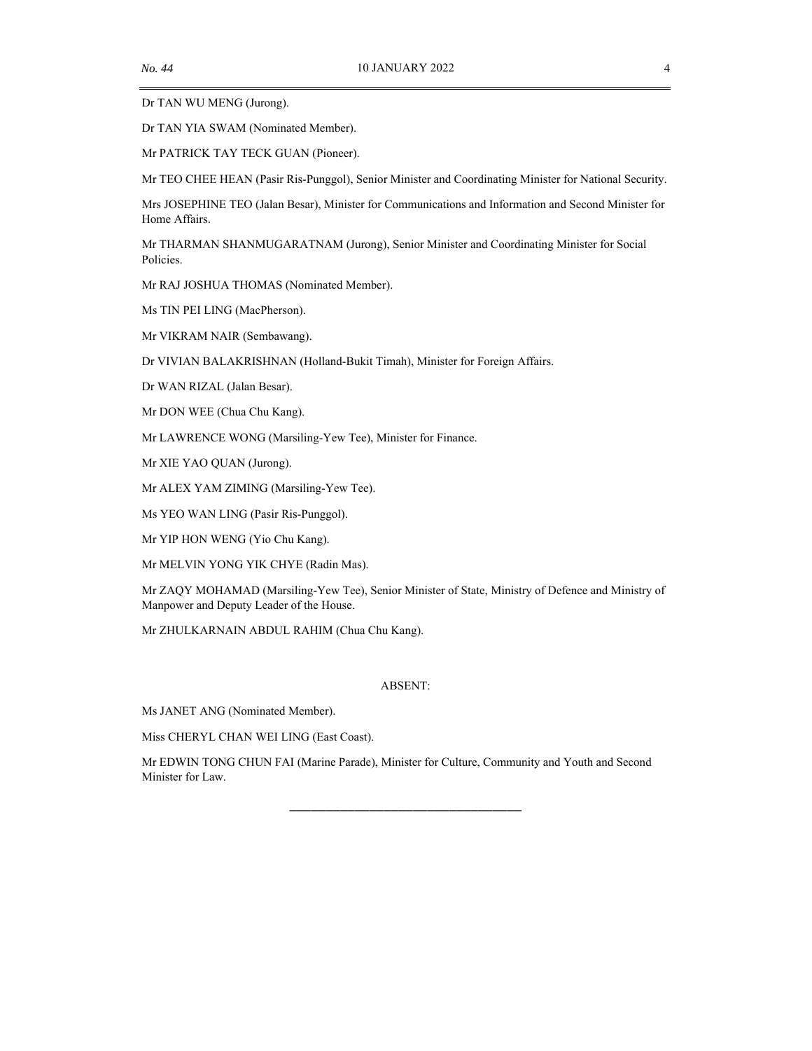Dr TAN WU MENG (Jurong).

Dr TAN YIA SWAM (Nominated Member).

Mr PATRICK TAY TECK GUAN (Pioneer).

Mr TEO CHEE HEAN (Pasir Ris-Punggol), Senior Minister and Coordinating Minister for National Security.

Mrs JOSEPHINE TEO (Jalan Besar), Minister for Communications and Information and Second Minister for Home Affairs.

Mr THARMAN SHANMUGARATNAM (Jurong), Senior Minister and Coordinating Minister for Social Policies.

Mr RAJ JOSHUA THOMAS (Nominated Member).

Ms TIN PEI LING (MacPherson).

Mr VIKRAM NAIR (Sembawang).

Dr VIVIAN BALAKRISHNAN (Holland-Bukit Timah), Minister for Foreign Affairs.

Dr WAN RIZAL (Jalan Besar).

Mr DON WEE (Chua Chu Kang).

Mr LAWRENCE WONG (Marsiling-Yew Tee), Minister for Finance.

Mr XIE YAO QUAN (Jurong).

Mr ALEX YAM ZIMING (Marsiling-Yew Tee).

Ms YEO WAN LING (Pasir Ris-Punggol).

Mr YIP HON WENG (Yio Chu Kang).

Mr MELVIN YONG YIK CHYE (Radin Mas).

Mr ZAQY MOHAMAD (Marsiling-Yew Tee), Senior Minister of State, Ministry of Defence and Ministry of Manpower and Deputy Leader of the House.

Mr ZHULKARNAIN ABDUL RAHIM (Chua Chu Kang).

ABSENT:

Ms JANET ANG (Nominated Member).

Miss CHERYL CHAN WEI LING (East Coast).

Mr EDWIN TONG CHUN FAI (Marine Parade), Minister for Culture, Community and Youth and Second Minister for Law.

---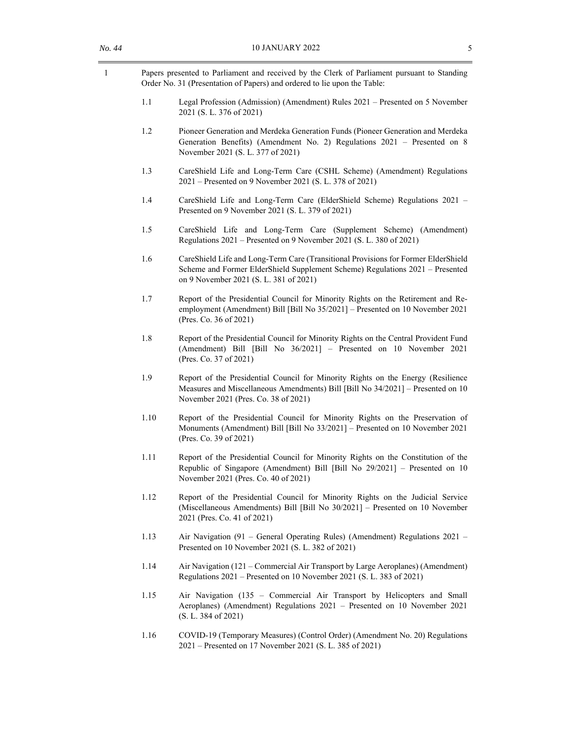1 Papers presented to Parliament and received by the Clerk of Parliament pursuant to Standing Order No. 31 (Presentation of Papers) and ordered to lie upon the Table:

1.1 Legal Profession (Admission) (Amendment) Rules 2021 – Presented on 5 November 2021 (S. L. 376 of 2021)

1.2 Pioneer Generation and Merdeka Generation Funds (Pioneer Generation and Merdeka Generation Benefits) (Amendment No. 2) Regulations 2021 – Presented on 8 November 2021 (S. L. 377 of 2021)

1.3 CareShield Life and Long-Term Care (CSHL Scheme) (Amendment) Regulations 2021 – Presented on 9 November 2021 (S. L. 378 of 2021)

1.4 CareShield Life and Long-Term Care (ElderShield Scheme) Regulations 2021 – Presented on 9 November 2021 (S. L. 379 of 2021)

1.5 CareShield Life and Long-Term Care (Supplement Scheme) (Amendment) Regulations 2021 – Presented on 9 November 2021 (S. L. 380 of 2021)

1.6 CareShield Life and Long-Term Care (Transitional Provisions for Former ElderShield Scheme and Former ElderShield Supplement Scheme) Regulations 2021 – Presented on 9 November 2021 (S. L. 381 of 2021)

1.7 Report of the Presidential Council for Minority Rights on the Retirement and Re-employment (Amendment) Bill [Bill No 35/2021] – Presented on 10 November 2021 (Pres. Co. 36 of 2021)

1.8 Report of the Presidential Council for Minority Rights on the Central Provident Fund (Amendment) Bill [Bill No 36/2021] – Presented on 10 November 2021 (Pres. Co. 37 of 2021)

1.9 Report of the Presidential Council for Minority Rights on the Energy (Resilience Measures and Miscellaneous Amendments) Bill [Bill No 34/2021] – Presented on 10 November 2021 (Pres. Co. 38 of 2021)

1.10 Report of the Presidential Council for Minority Rights on the Preservation of Monuments (Amendment) Bill [Bill No 33/2021] – Presented on 10 November 2021 (Pres. Co. 39 of 2021)

1.11 Report of the Presidential Council for Minority Rights on the Constitution of the Republic of Singapore (Amendment) Bill [Bill No 29/2021] – Presented on 10 November 2021 (Pres. Co. 40 of 2021)

1.12 Report of the Presidential Council for Minority Rights on the Judicial Service (Miscellaneous Amendments) Bill [Bill No 30/2021] – Presented on 10 November 2021 (Pres. Co. 41 of 2021)

1.13 Air Navigation (91 – General Operating Rules) (Amendment) Regulations 2021 – Presented on 10 November 2021 (S. L. 382 of 2021)

1.14 Air Navigation (121 – Commercial Air Transport by Large Aeroplanes) (Amendment) Regulations 2021 – Presented on 10 November 2021 (S. L. 383 of 2021)

1.15 Air Navigation (135 – Commercial Air Transport by Helicopters and Small Aeroplanes) (Amendment) Regulations 2021 – Presented on 10 November 2021 (S. L. 384 of 2021)

1.16 COVID-19 (Temporary Measures) (Control Order) (Amendment No. 20) Regulations 2021 – Presented on 17 November 2021 (S. L. 385 of 2021)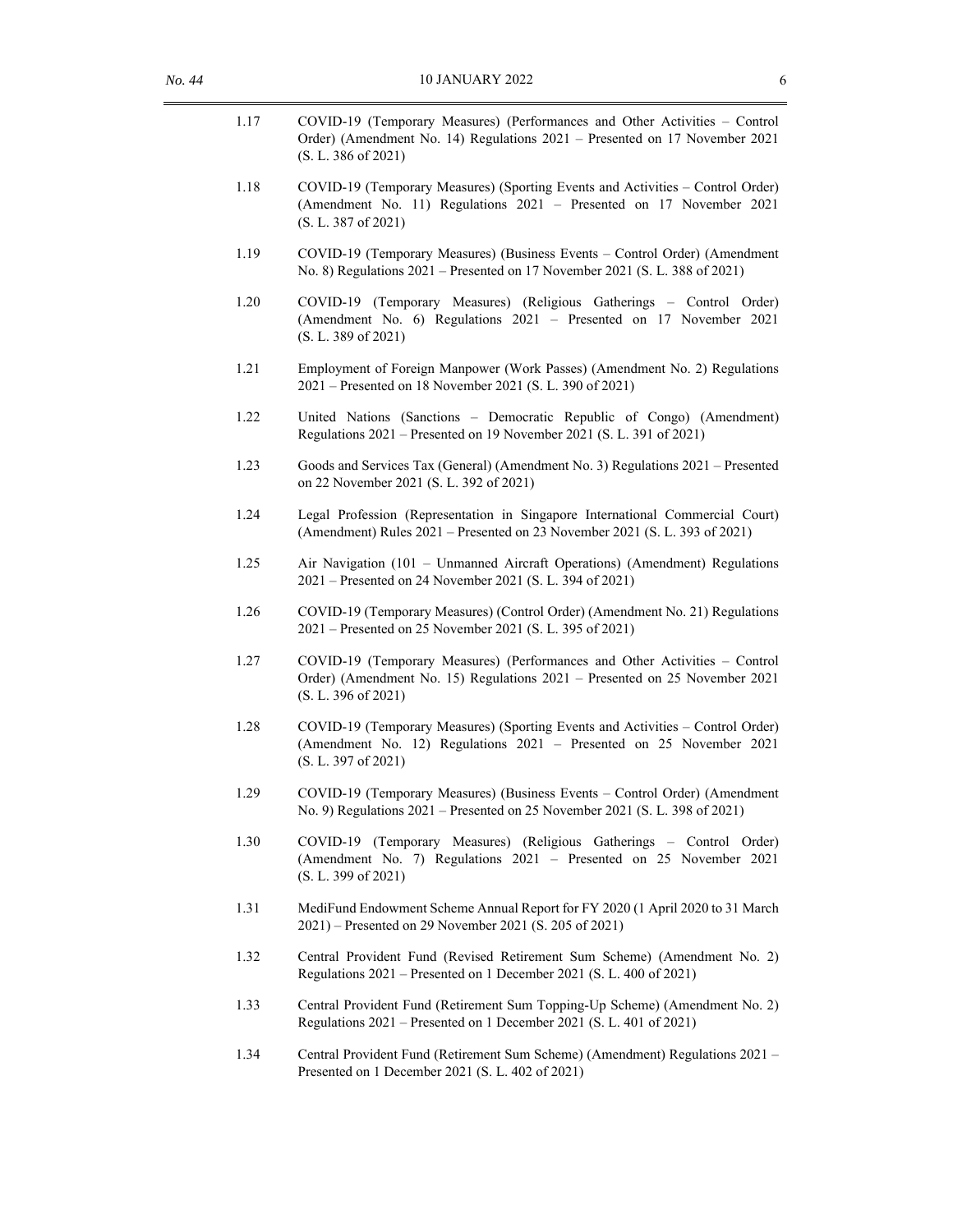1.17 COVID-19 (Temporary Measures) (Performances and Other Activities – Control Order) (Amendment No. 14) Regulations 2021 – Presented on 17 November 2021 (S. L. 386 of 2021)

1.18 COVID-19 (Temporary Measures) (Sporting Events and Activities – Control Order) (Amendment No. 11) Regulations 2021 – Presented on 17 November 2021 (S. L. 387 of 2021)

1.19 COVID-19 (Temporary Measures) (Business Events – Control Order) (Amendment No. 8) Regulations 2021 – Presented on 17 November 2021 (S. L. 388 of 2021)

1.20 COVID-19 (Temporary Measures) (Religious Gatherings – Control Order) (Amendment No. 6) Regulations 2021 – Presented on 17 November 2021 (S. L. 389 of 2021)

1.21 Employment of Foreign Manpower (Work Passes) (Amendment No. 2) Regulations 2021 – Presented on 18 November 2021 (S. L. 390 of 2021)

1.22 United Nations (Sanctions – Democratic Republic of Congo) (Amendment) Regulations 2021 – Presented on 19 November 2021 (S. L. 391 of 2021)

1.23 Goods and Services Tax (General) (Amendment No. 3) Regulations 2021 – Presented on 22 November 2021 (S. L. 392 of 2021)

1.24 Legal Profession (Representation in Singapore International Commercial Court) (Amendment) Rules 2021 – Presented on 23 November 2021 (S. L. 393 of 2021)

1.25 Air Navigation (101 – Unmanned Aircraft Operations) (Amendment) Regulations 2021 – Presented on 24 November 2021 (S. L. 394 of 2021)

1.26 COVID-19 (Temporary Measures) (Control Order) (Amendment No. 21) Regulations 2021 – Presented on 25 November 2021 (S. L. 395 of 2021)

1.27 COVID-19 (Temporary Measures) (Performances and Other Activities – Control Order) (Amendment No. 15) Regulations 2021 – Presented on 25 November 2021 (S. L. 396 of 2021)

1.28 COVID-19 (Temporary Measures) (Sporting Events and Activities – Control Order) (Amendment No. 12) Regulations 2021 – Presented on 25 November 2021 (S. L. 397 of 2021)

1.29 COVID-19 (Temporary Measures) (Business Events – Control Order) (Amendment No. 9) Regulations 2021 – Presented on 25 November 2021 (S. L. 398 of 2021)

1.30 COVID-19 (Temporary Measures) (Religious Gatherings – Control Order) (Amendment No. 7) Regulations 2021 – Presented on 25 November 2021 (S. L. 399 of 2021)

1.31 MediFund Endowment Scheme Annual Report for FY 2020 (1 April 2020 to 31 March 2021) – Presented on 29 November 2021 (S. 205 of 2021)

1.32 Central Provident Fund (Revised Retirement Sum Scheme) (Amendment No. 2) Regulations 2021 – Presented on 1 December 2021 (S. L. 400 of 2021)

1.33 Central Provident Fund (Retirement Sum Topping-Up Scheme) (Amendment No. 2) Regulations 2021 – Presented on 1 December 2021 (S. L. 401 of 2021)

1.34 Central Provident Fund (Retirement Sum Scheme) (Amendment) Regulations 2021 – Presented on 1 December 2021 (S. L. 402 of 2021)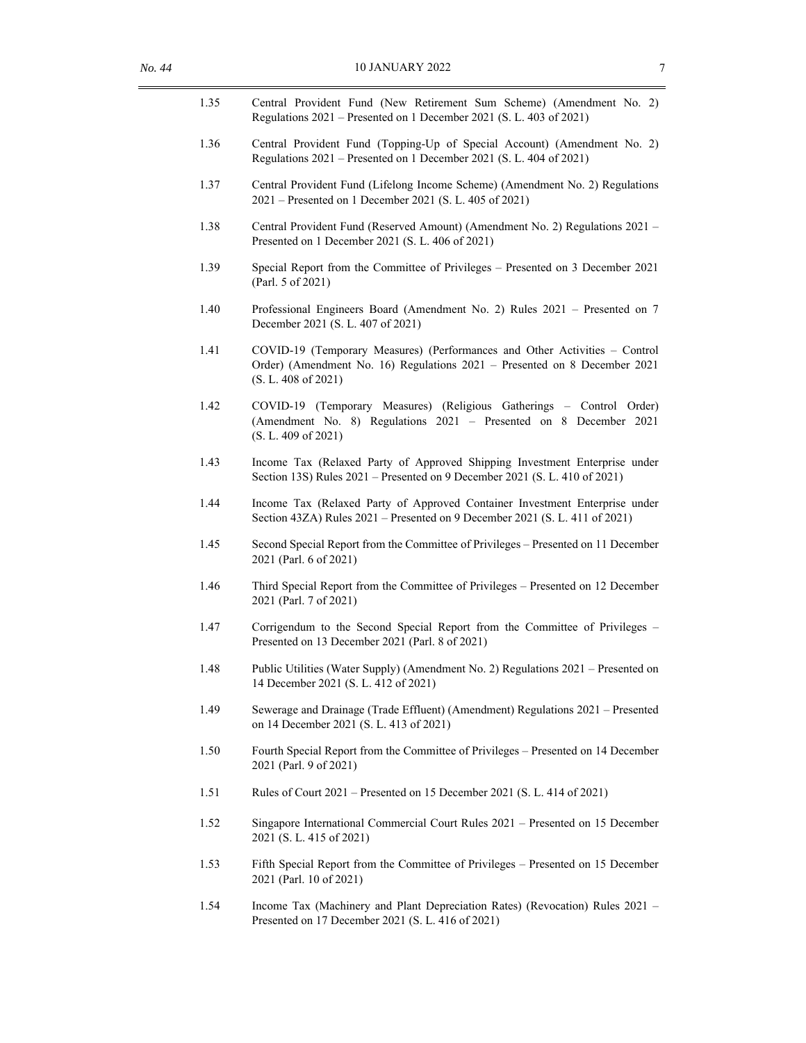1.35 Central Provident Fund (New Retirement Sum Scheme) (Amendment No. 2) Regulations 2021 – Presented on 1 December 2021 (S. L. 403 of 2021)

1.36 Central Provident Fund (Topping-Up of Special Account) (Amendment No. 2) Regulations 2021 – Presented on 1 December 2021 (S. L. 404 of 2021)

1.37 Central Provident Fund (Lifelong Income Scheme) (Amendment No. 2) Regulations 2021 – Presented on 1 December 2021 (S. L. 405 of 2021)

1.38 Central Provident Fund (Reserved Amount) (Amendment No. 2) Regulations 2021 – Presented on 1 December 2021 (S. L. 406 of 2021)

1.39 Special Report from the Committee of Privileges – Presented on 3 December 2021 (Parl. 5 of 2021)

1.40 Professional Engineers Board (Amendment No. 2) Rules 2021 – Presented on 7 December 2021 (S. L. 407 of 2021)

1.41 COVID-19 (Temporary Measures) (Performances and Other Activities – Control Order) (Amendment No. 16) Regulations 2021 – Presented on 8 December 2021 (S. L. 408 of 2021)

1.42 COVID-19 (Temporary Measures) (Religious Gatherings – Control Order) (Amendment No. 8) Regulations 2021 – Presented on 8 December 2021 (S. L. 409 of 2021)

1.43 Income Tax (Relaxed Party of Approved Shipping Investment Enterprise under Section 13S) Rules 2021 – Presented on 9 December 2021 (S. L. 410 of 2021)

1.44 Income Tax (Relaxed Party of Approved Container Investment Enterprise under Section 43ZA) Rules 2021 – Presented on 9 December 2021 (S. L. 411 of 2021)

1.45 Second Special Report from the Committee of Privileges – Presented on 11 December 2021 (Parl. 6 of 2021)

1.46 Third Special Report from the Committee of Privileges – Presented on 12 December 2021 (Parl. 7 of 2021)

1.47 Corrigendum to the Second Special Report from the Committee of Privileges – Presented on 13 December 2021 (Parl. 8 of 2021)

1.48 Public Utilities (Water Supply) (Amendment No. 2) Regulations 2021 – Presented on 14 December 2021 (S. L. 412 of 2021)

1.49 Sewerage and Drainage (Trade Effluent) (Amendment) Regulations 2021 – Presented on 14 December 2021 (S. L. 413 of 2021)

1.50 Fourth Special Report from the Committee of Privileges – Presented on 14 December 2021 (Parl. 9 of 2021)

1.51 Rules of Court 2021 – Presented on 15 December 2021 (S. L. 414 of 2021)

1.52 Singapore International Commercial Court Rules 2021 – Presented on 15 December 2021 (S. L. 415 of 2021)

1.53 Fifth Special Report from the Committee of Privileges – Presented on 15 December 2021 (Parl. 10 of 2021)

1.54 Income Tax (Machinery and Plant Depreciation Rates) (Revocation) Rules 2021 – Presented on 17 December 2021 (S. L. 416 of 2021)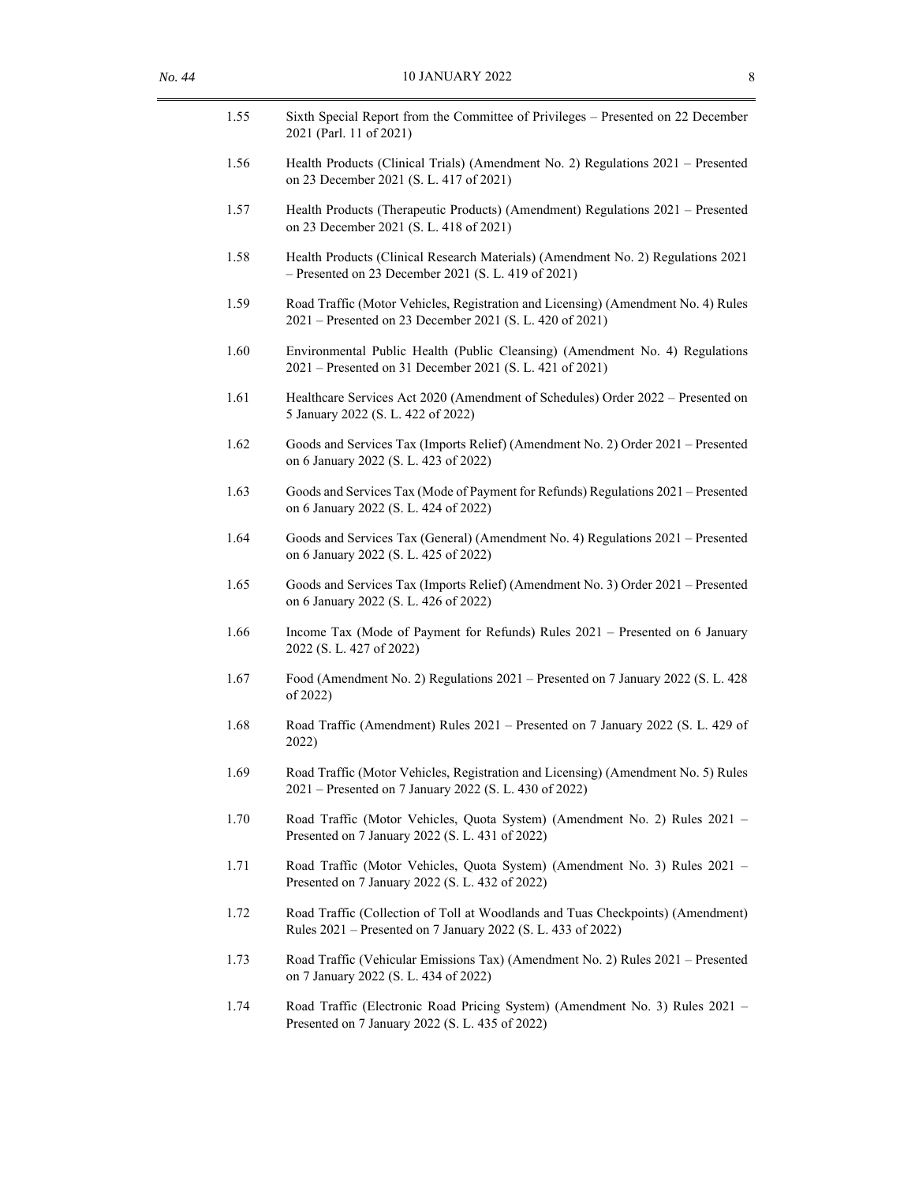1.55 Sixth Special Report from the Committee of Privileges – Presented on 22 December 2021 (Parl. 11 of 2021)

1.56 Health Products (Clinical Trials) (Amendment No. 2) Regulations 2021 – Presented on 23 December 2021 (S. L. 417 of 2021)

1.57 Health Products (Therapeutic Products) (Amendment) Regulations 2021 – Presented on 23 December 2021 (S. L. 418 of 2021)

1.58 Health Products (Clinical Research Materials) (Amendment No. 2) Regulations 2021 – Presented on 23 December 2021 (S. L. 419 of 2021)

1.59 Road Traffic (Motor Vehicles, Registration and Licensing) (Amendment No. 4) Rules 2021 – Presented on 23 December 2021 (S. L. 420 of 2021)

1.60 Environmental Public Health (Public Cleansing) (Amendment No. 4) Regulations 2021 – Presented on 31 December 2021 (S. L. 421 of 2021)

1.61 Healthcare Services Act 2020 (Amendment of Schedules) Order 2022 – Presented on 5 January 2022 (S. L. 422 of 2022)

1.62 Goods and Services Tax (Imports Relief) (Amendment No. 2) Order 2021 – Presented on 6 January 2022 (S. L. 423 of 2022)

1.63 Goods and Services Tax (Mode of Payment for Refunds) Regulations 2021 – Presented on 6 January 2022 (S. L. 424 of 2022)

1.64 Goods and Services Tax (General) (Amendment No. 4) Regulations 2021 – Presented on 6 January 2022 (S. L. 425 of 2022)

1.65 Goods and Services Tax (Imports Relief) (Amendment No. 3) Order 2021 – Presented on 6 January 2022 (S. L. 426 of 2022)

1.66 Income Tax (Mode of Payment for Refunds) Rules 2021 – Presented on 6 January 2022 (S. L. 427 of 2022)

1.67 Food (Amendment No. 2) Regulations 2021 – Presented on 7 January 2022 (S. L. 428 of 2022)

1.68 Road Traffic (Amendment) Rules 2021 – Presented on 7 January 2022 (S. L. 429 of 2022)

1.69 Road Traffic (Motor Vehicles, Registration and Licensing) (Amendment No. 5) Rules 2021 – Presented on 7 January 2022 (S. L. 430 of 2022)

1.70 Road Traffic (Motor Vehicles, Quota System) (Amendment No. 2) Rules 2021 – Presented on 7 January 2022 (S. L. 431 of 2022)

1.71 Road Traffic (Motor Vehicles, Quota System) (Amendment No. 3) Rules 2021 – Presented on 7 January 2022 (S. L. 432 of 2022)

1.72 Road Traffic (Collection of Toll at Woodlands and Tuas Checkpoints) (Amendment) Rules 2021 – Presented on 7 January 2022 (S. L. 433 of 2022)

1.73 Road Traffic (Vehicular Emissions Tax) (Amendment No. 2) Rules 2021 – Presented on 7 January 2022 (S. L. 434 of 2022)

1.74 Road Traffic (Electronic Road Pricing System) (Amendment No. 3) Rules 2021 – Presented on 7 January 2022 (S. L. 435 of 2022)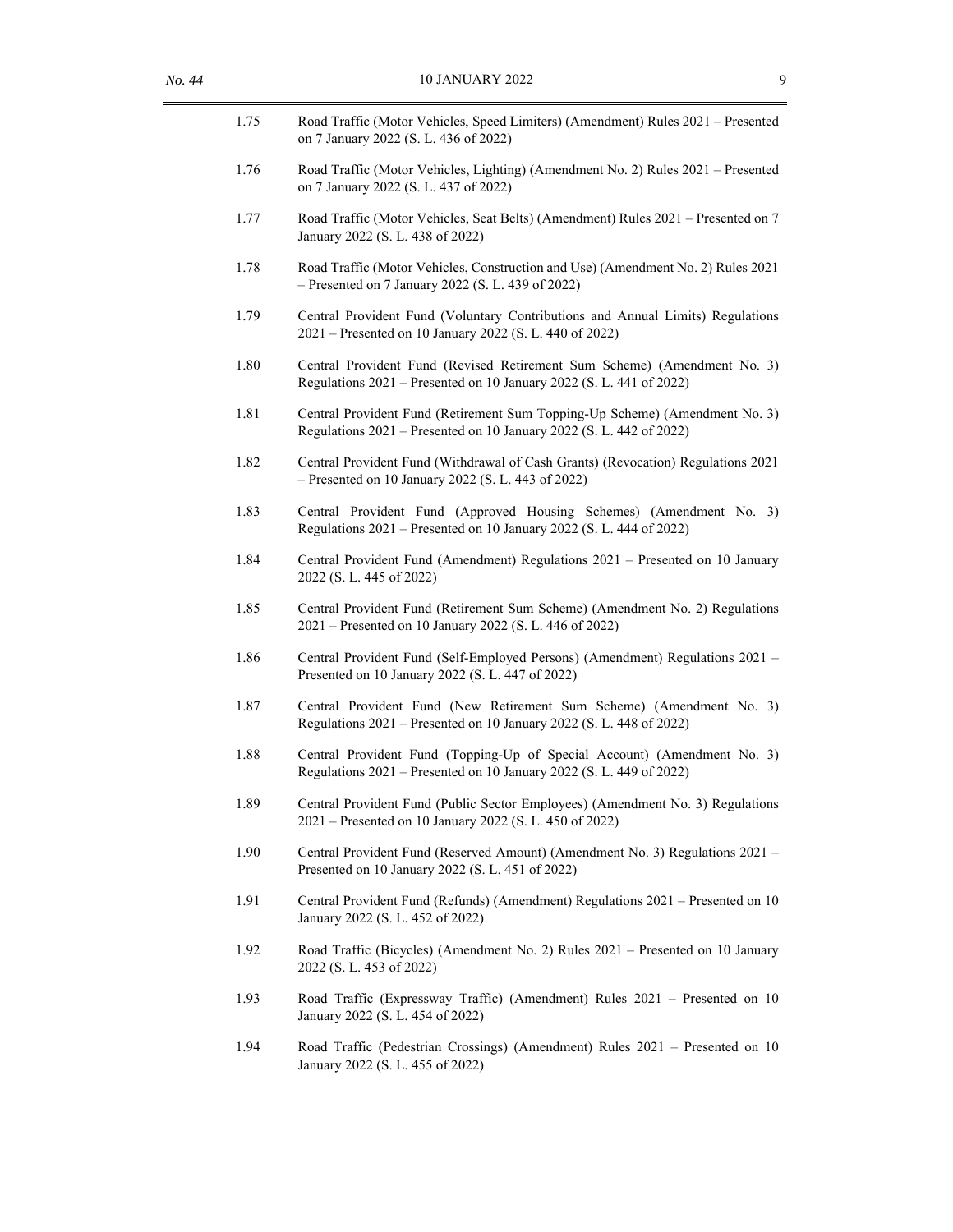1.75 Road Traffic (Motor Vehicles, Speed Limiters) (Amendment) Rules 2021 – Presented on 7 January 2022 (S. L. 436 of 2022)

1.76 Road Traffic (Motor Vehicles, Lighting) (Amendment No. 2) Rules 2021 – Presented on 7 January 2022 (S. L. 437 of 2022)

1.77 Road Traffic (Motor Vehicles, Seat Belts) (Amendment) Rules 2021 – Presented on 7 January 2022 (S. L. 438 of 2022)

1.78 Road Traffic (Motor Vehicles, Construction and Use) (Amendment No. 2) Rules 2021 – Presented on 7 January 2022 (S. L. 439 of 2022)

1.79 Central Provident Fund (Voluntary Contributions and Annual Limits) Regulations 2021 – Presented on 10 January 2022 (S. L. 440 of 2022)

1.80 Central Provident Fund (Revised Retirement Sum Scheme) (Amendment No. 3) Regulations 2021 – Presented on 10 January 2022 (S. L. 441 of 2022)

1.81 Central Provident Fund (Retirement Sum Topping-Up Scheme) (Amendment No. 3) Regulations 2021 – Presented on 10 January 2022 (S. L. 442 of 2022)

1.82 Central Provident Fund (Withdrawal of Cash Grants) (Revocation) Regulations 2021 – Presented on 10 January 2022 (S. L. 443 of 2022)

1.83 Central Provident Fund (Approved Housing Schemes) (Amendment No. 3) Regulations 2021 – Presented on 10 January 2022 (S. L. 444 of 2022)

1.84 Central Provident Fund (Amendment) Regulations 2021 – Presented on 10 January 2022 (S. L. 445 of 2022)

1.85 Central Provident Fund (Retirement Sum Scheme) (Amendment No. 2) Regulations 2021 – Presented on 10 January 2022 (S. L. 446 of 2022)

1.86 Central Provident Fund (Self-Employed Persons) (Amendment) Regulations 2021 – Presented on 10 January 2022 (S. L. 447 of 2022)

1.87 Central Provident Fund (New Retirement Sum Scheme) (Amendment No. 3) Regulations 2021 – Presented on 10 January 2022 (S. L. 448 of 2022)

1.88 Central Provident Fund (Topping-Up of Special Account) (Amendment No. 3) Regulations 2021 – Presented on 10 January 2022 (S. L. 449 of 2022)

1.89 Central Provident Fund (Public Sector Employees) (Amendment No. 3) Regulations 2021 – Presented on 10 January 2022 (S. L. 450 of 2022)

1.90 Central Provident Fund (Reserved Amount) (Amendment No. 3) Regulations 2021 – Presented on 10 January 2022 (S. L. 451 of 2022)

1.91 Central Provident Fund (Refunds) (Amendment) Regulations 2021 – Presented on 10 January 2022 (S. L. 452 of 2022)

1.92 Road Traffic (Bicycles) (Amendment No. 2) Rules 2021 – Presented on 10 January 2022 (S. L. 453 of 2022)

1.93 Road Traffic (Expressway Traffic) (Amendment) Rules 2021 – Presented on 10 January 2022 (S. L. 454 of 2022)

1.94 Road Traffic (Pedestrian Crossings) (Amendment) Rules 2021 – Presented on 10 January 2022 (S. L. 455 of 2022)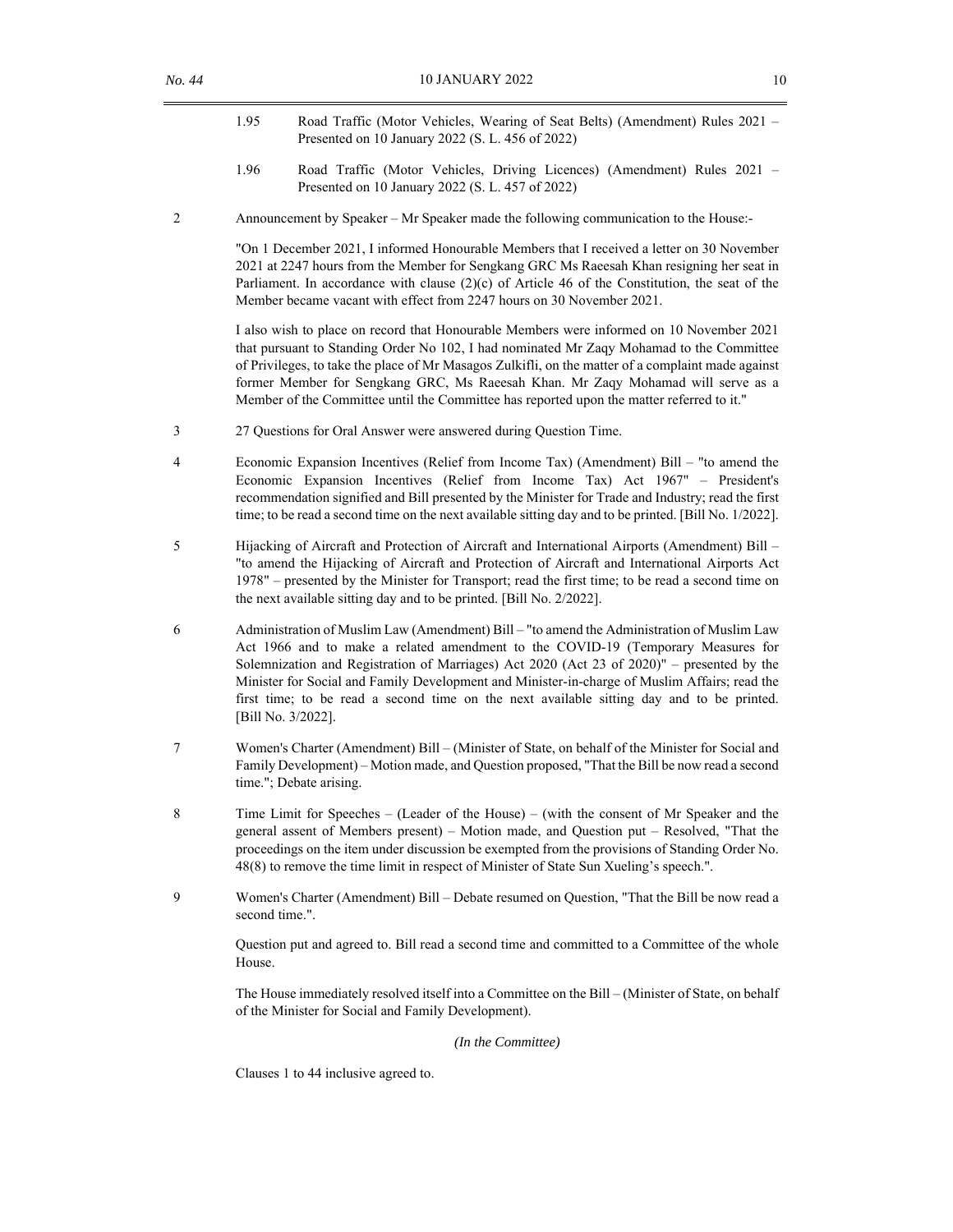1.95 Road Traffic (Motor Vehicles, Wearing of Seat Belts) (Amendment) Rules 2021 – Presented on 10 January 2022 (S. L. 456 of 2022)

1.96 Road Traffic (Motor Vehicles, Driving Licences) (Amendment) Rules 2021 – Presented on 10 January 2022 (S. L. 457 of 2022)

2 Announcement by Speaker – Mr Speaker made the following communication to the House:-

"On 1 December 2021, I informed Honourable Members that I received a letter on 30 November 2021 at 2247 hours from the Member for Sengkang GRC Ms Raeesah Khan resigning her seat in Parliament. In accordance with clause (2)(c) of Article 46 of the Constitution, the seat of the Member became vacant with effect from 2247 hours on 30 November 2021.

I also wish to place on record that Honourable Members were informed on 10 November 2021 that pursuant to Standing Order No 102, I had nominated Mr Zaqy Mohamad to the Committee of Privileges, to take the place of Mr Masagos Zulkifli, on the matter of a complaint made against former Member for Sengkang GRC, Ms Raeesah Khan. Mr Zaqy Mohamad will serve as a Member of the Committee until the Committee has reported upon the matter referred to it."

3 27 Questions for Oral Answer were answered during Question Time.

4 Economic Expansion Incentives (Relief from Income Tax) (Amendment) Bill – "to amend the Economic Expansion Incentives (Relief from Income Tax) Act 1967" – President's recommendation signified and Bill presented by the Minister for Trade and Industry; read the first time; to be read a second time on the next available sitting day and to be printed. [Bill No. 1/2022].

5 Hijacking of Aircraft and Protection of Aircraft and International Airports (Amendment) Bill – "to amend the Hijacking of Aircraft and Protection of Aircraft and International Airports Act 1978" – presented by the Minister for Transport; read the first time; to be read a second time on the next available sitting day and to be printed. [Bill No. 2/2022].

6 Administration of Muslim Law (Amendment) Bill – "to amend the Administration of Muslim Law Act 1966 and to make a related amendment to the COVID-19 (Temporary Measures for Solemnization and Registration of Marriages) Act 2020 (Act 23 of 2020)" – presented by the Minister for Social and Family Development and Minister-in-charge of Muslim Affairs; read the first time; to be read a second time on the next available sitting day and to be printed. [Bill No. 3/2022].

7 Women's Charter (Amendment) Bill – (Minister of State, on behalf of the Minister for Social and Family Development) – Motion made, and Question proposed, "That the Bill be now read a second time."; Debate arising.

8 Time Limit for Speeches – (Leader of the House) – (with the consent of Mr Speaker and the general assent of Members present) – Motion made, and Question put – Resolved, "That the proceedings on the item under discussion be exempted from the provisions of Standing Order No. 48(8) to remove the time limit in respect of Minister of State Sun Xueling's speech.".

9 Women's Charter (Amendment) Bill – Debate resumed on Question, "That the Bill be now read a second time.".

Question put and agreed to. Bill read a second time and committed to a Committee of the whole House.

The House immediately resolved itself into a Committee on the Bill – (Minister of State, on behalf of the Minister for Social and Family Development).

*(In the Committee)*

Clauses 1 to 44 inclusive agreed to.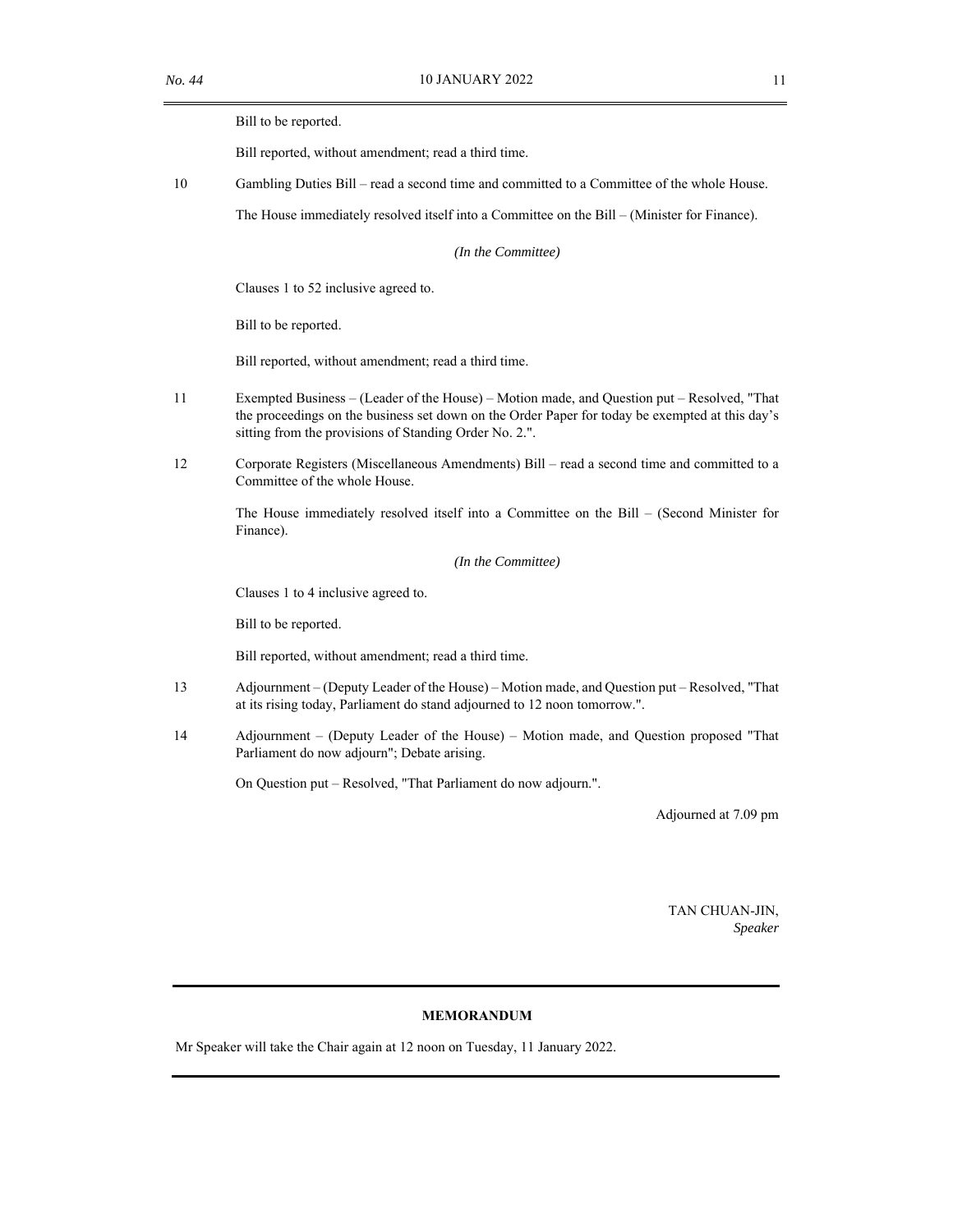Bill to be reported.

Bill reported, without amendment; read a third time.

10 Gambling Duties Bill – read a second time and committed to a Committee of the whole House.

The House immediately resolved itself into a Committee on the Bill – (Minister for Finance).

*(In the Committee)*

Clauses 1 to 52 inclusive agreed to.

Bill to be reported.

Bill reported, without amendment; read a third time.

11 Exempted Business – (Leader of the House) – Motion made, and Question put – Resolved, "That the proceedings on the business set down on the Order Paper for today be exempted at this day's sitting from the provisions of Standing Order No. 2.".

12 Corporate Registers (Miscellaneous Amendments) Bill – read a second time and committed to a Committee of the whole House.

The House immediately resolved itself into a Committee on the Bill – (Second Minister for Finance).

*(In the Committee)*

Clauses 1 to 4 inclusive agreed to.

Bill to be reported.

Bill reported, without amendment; read a third time.

13 Adjournment – (Deputy Leader of the House) – Motion made, and Question put – Resolved, "That at its rising today, Parliament do stand adjourned to 12 noon tomorrow.".

14 Adjournment – (Deputy Leader of the House) – Motion made, and Question proposed "That Parliament do now adjourn"; Debate arising.

On Question put – Resolved, "That Parliament do now adjourn.".

Adjourned at 7.09 pm

TAN CHUAN-JIN,
*Speaker*

---

**MEMORANDUM**

Mr Speaker will take the Chair again at 12 noon on Tuesday, 11 January 2022.

---